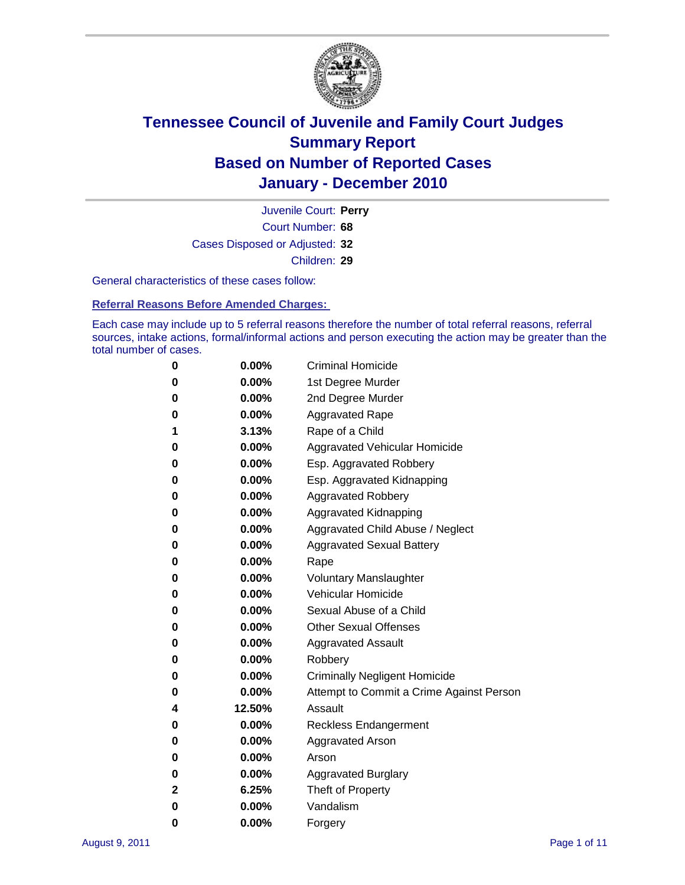# Tennessee Council of Juvenile and Family Court Judges
## Summary Report
## Based on Number of Reported Cases
## January - December 2010

Juvenile Court: **Perry**

Court Number: **68**

Cases Disposed or Adjusted: **32**

Children: **29**

General characteristics of these cases follow:

### Referral Reasons Before Amended Charges:

Each case may include up to 5 referral reasons therefore the number of total referral reasons, referral sources, intake actions, formal/informal actions and person executing the action may be greater than the total number of cases.

| | | |
|---|---|---|
| 0 | 0.00% | Criminal Homicide |
| 0 | 0.00% | 1st Degree Murder |
| 0 | 0.00% | 2nd Degree Murder |
| 0 | 0.00% | Aggravated Rape |
| 1 | 3.13% | Rape of a Child |
| 0 | 0.00% | Aggravated Vehicular Homicide |
| 0 | 0.00% | Esp. Aggravated Robbery |
| 0 | 0.00% | Esp. Aggravated Kidnapping |
| 0 | 0.00% | Aggravated Robbery |
| 0 | 0.00% | Aggravated Kidnapping |
| 0 | 0.00% | Aggravated Child Abuse / Neglect |
| 0 | 0.00% | Aggravated Sexual Battery |
| 0 | 0.00% | Rape |
| 0 | 0.00% | Voluntary Manslaughter |
| 0 | 0.00% | Vehicular Homicide |
| 0 | 0.00% | Sexual Abuse of a Child |
| 0 | 0.00% | Other Sexual Offenses |
| 0 | 0.00% | Aggravated Assault |
| 0 | 0.00% | Robbery |
| 0 | 0.00% | Criminally Negligent Homicide |
| 0 | 0.00% | Attempt to Commit a Crime Against Person |
| 4 | 12.50% | Assault |
| 0 | 0.00% | Reckless Endangerment |
| 0 | 0.00% | Aggravated Arson |
| 0 | 0.00% | Arson |
| 0 | 0.00% | Aggravated Burglary |
| 2 | 6.25% | Theft of Property |
| 0 | 0.00% | Vandalism |
| 0 | 0.00% | Forgery |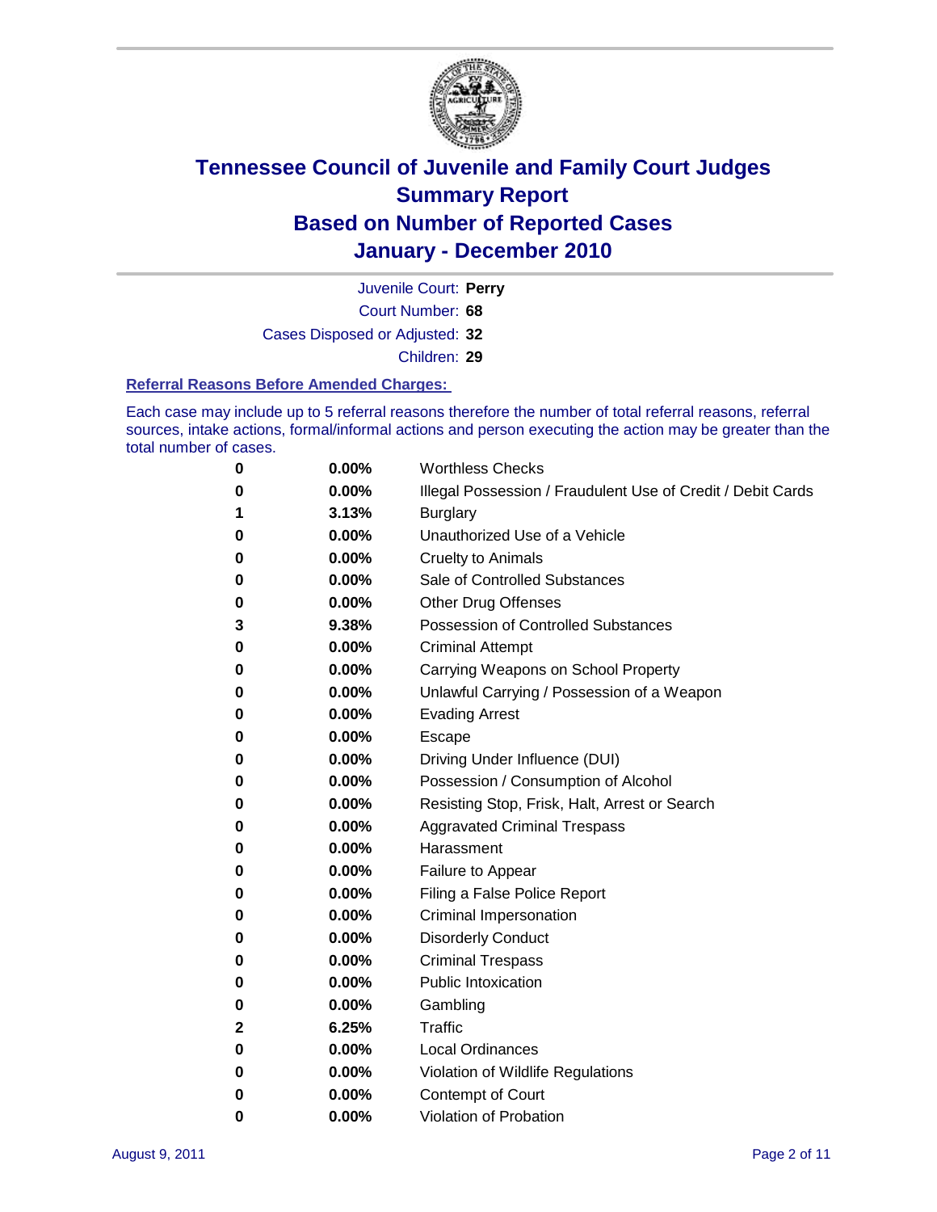# Tennessee Council of Juvenile and Family Court Judges
## Summary Report
## Based on Number of Reported Cases
## January - December 2010

Juvenile Court: **Perry**
Court Number: **68**
Cases Disposed or Adjusted: **32**
Children: **29**

### Referral Reasons Before Amended Charges:

Each case may include up to 5 referral reasons therefore the number of total referral reasons, referral sources, intake actions, formal/informal actions and person executing the action may be greater than the total number of cases.

| | | |
|---|---|---|
| 0 | 0.00% | Worthless Checks |
| 0 | 0.00% | Illegal Possession / Fraudulent Use of Credit / Debit Cards |
| 1 | 3.13% | Burglary |
| 0 | 0.00% | Unauthorized Use of a Vehicle |
| 0 | 0.00% | Cruelty to Animals |
| 0 | 0.00% | Sale of Controlled Substances |
| 0 | 0.00% | Other Drug Offenses |
| 3 | 9.38% | Possession of Controlled Substances |
| 0 | 0.00% | Criminal Attempt |
| 0 | 0.00% | Carrying Weapons on School Property |
| 0 | 0.00% | Unlawful Carrying / Possession of a Weapon |
| 0 | 0.00% | Evading Arrest |
| 0 | 0.00% | Escape |
| 0 | 0.00% | Driving Under Influence (DUI) |
| 0 | 0.00% | Possession / Consumption of Alcohol |
| 0 | 0.00% | Resisting Stop, Frisk, Halt, Arrest or Search |
| 0 | 0.00% | Aggravated Criminal Trespass |
| 0 | 0.00% | Harassment |
| 0 | 0.00% | Failure to Appear |
| 0 | 0.00% | Filing a False Police Report |
| 0 | 0.00% | Criminal Impersonation |
| 0 | 0.00% | Disorderly Conduct |
| 0 | 0.00% | Criminal Trespass |
| 0 | 0.00% | Public Intoxication |
| 0 | 0.00% | Gambling |
| 2 | 6.25% | Traffic |
| 0 | 0.00% | Local Ordinances |
| 0 | 0.00% | Violation of Wildlife Regulations |
| 0 | 0.00% | Contempt of Court |
| 0 | 0.00% | Violation of Probation |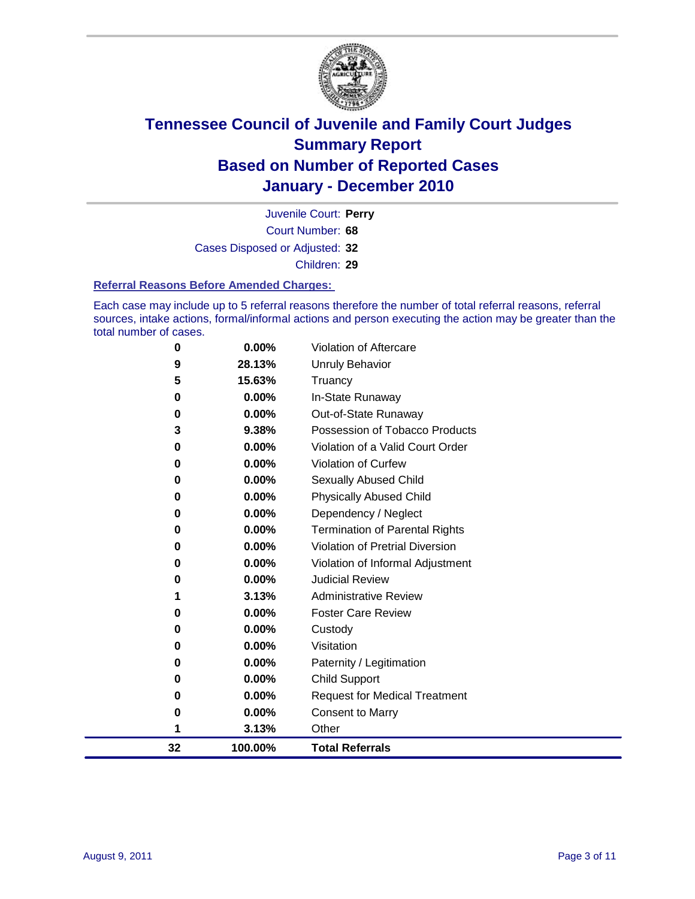# Tennessee Council of Juvenile and Family Court Judges
## Summary Report
## Based on Number of Reported Cases
## January - December 2010

Juvenile Court: **Perry**

Court Number: **68**

Cases Disposed or Adjusted: **32**

Children: **29**

### Referral Reasons Before Amended Charges:

Each case may include up to 5 referral reasons therefore the number of total referral reasons, referral sources, intake actions, formal/informal actions and person executing the action may be greater than the total number of cases.

| Count | Percent | Referral Reason |
|---|---|---|
| 0 | 0.00% | Violation of Aftercare |
| 9 | 28.13% | Unruly Behavior |
| 5 | 15.63% | Truancy |
| 0 | 0.00% | In-State Runaway |
| 0 | 0.00% | Out-of-State Runaway |
| 3 | 9.38% | Possession of Tobacco Products |
| 0 | 0.00% | Violation of a Valid Court Order |
| 0 | 0.00% | Violation of Curfew |
| 0 | 0.00% | Sexually Abused Child |
| 0 | 0.00% | Physically Abused Child |
| 0 | 0.00% | Dependency / Neglect |
| 0 | 0.00% | Termination of Parental Rights |
| 0 | 0.00% | Violation of Pretrial Diversion |
| 0 | 0.00% | Violation of Informal Adjustment |
| 0 | 0.00% | Judicial Review |
| 1 | 3.13% | Administrative Review |
| 0 | 0.00% | Foster Care Review |
| 0 | 0.00% | Custody |
| 0 | 0.00% | Visitation |
| 0 | 0.00% | Paternity / Legitimation |
| 0 | 0.00% | Child Support |
| 0 | 0.00% | Request for Medical Treatment |
| 0 | 0.00% | Consent to Marry |
| 1 | 3.13% | Other |
| **32** | **100.00%** | **Total Referrals** |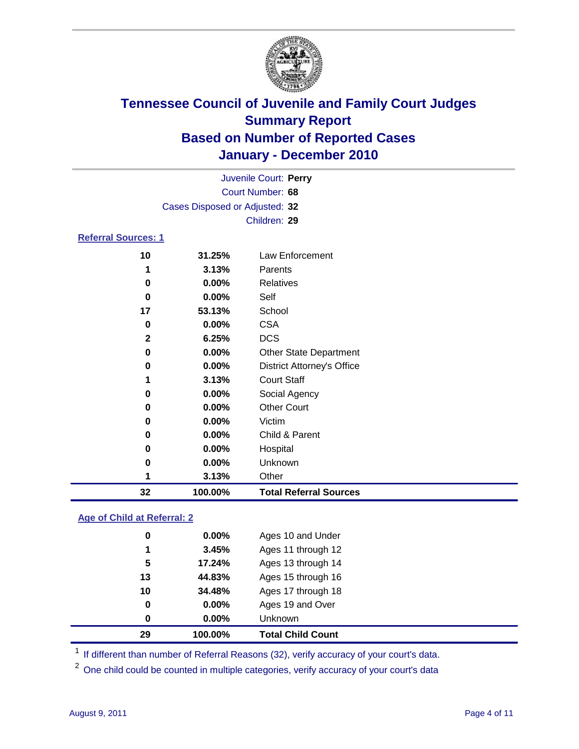# Tennessee Council of Juvenile and Family Court Judges
## Summary Report
## Based on Number of Reported Cases
## January - December 2010

Juvenile Court: **Perry**
Court Number: **68**
Cases Disposed or Adjusted: **32**
Children: **29**

### Referral Sources: 1

| | | |
|---|---|---|
| 10 | 31.25% | Law Enforcement |
| 1 | 3.13% | Parents |
| 0 | 0.00% | Relatives |
| 0 | 0.00% | Self |
| 17 | 53.13% | School |
| 0 | 0.00% | CSA |
| 2 | 6.25% | DCS |
| 0 | 0.00% | Other State Department |
| 0 | 0.00% | District Attorney's Office |
| 1 | 3.13% | Court Staff |
| 0 | 0.00% | Social Agency |
| 0 | 0.00% | Other Court |
| 0 | 0.00% | Victim |
| 0 | 0.00% | Child & Parent |
| 0 | 0.00% | Hospital |
| 0 | 0.00% | Unknown |
| 1 | 3.13% | Other |
| **32** | **100.00%** | **Total Referral Sources** |

### Age of Child at Referral: 2

| | | |
|---|---|---|
| 0 | 0.00% | Ages 10 and Under |
| 1 | 3.45% | Ages 11 through 12 |
| 5 | 17.24% | Ages 13 through 14 |
| 13 | 44.83% | Ages 15 through 16 |
| 10 | 34.48% | Ages 17 through 18 |
| 0 | 0.00% | Ages 19 and Over |
| 0 | 0.00% | Unknown |
| **29** | **100.00%** | **Total Child Count** |

[1] If different than number of Referral Reasons (32), verify accuracy of your court's data.

[2] One child could be counted in multiple categories, verify accuracy of your court's data

August 9, 2011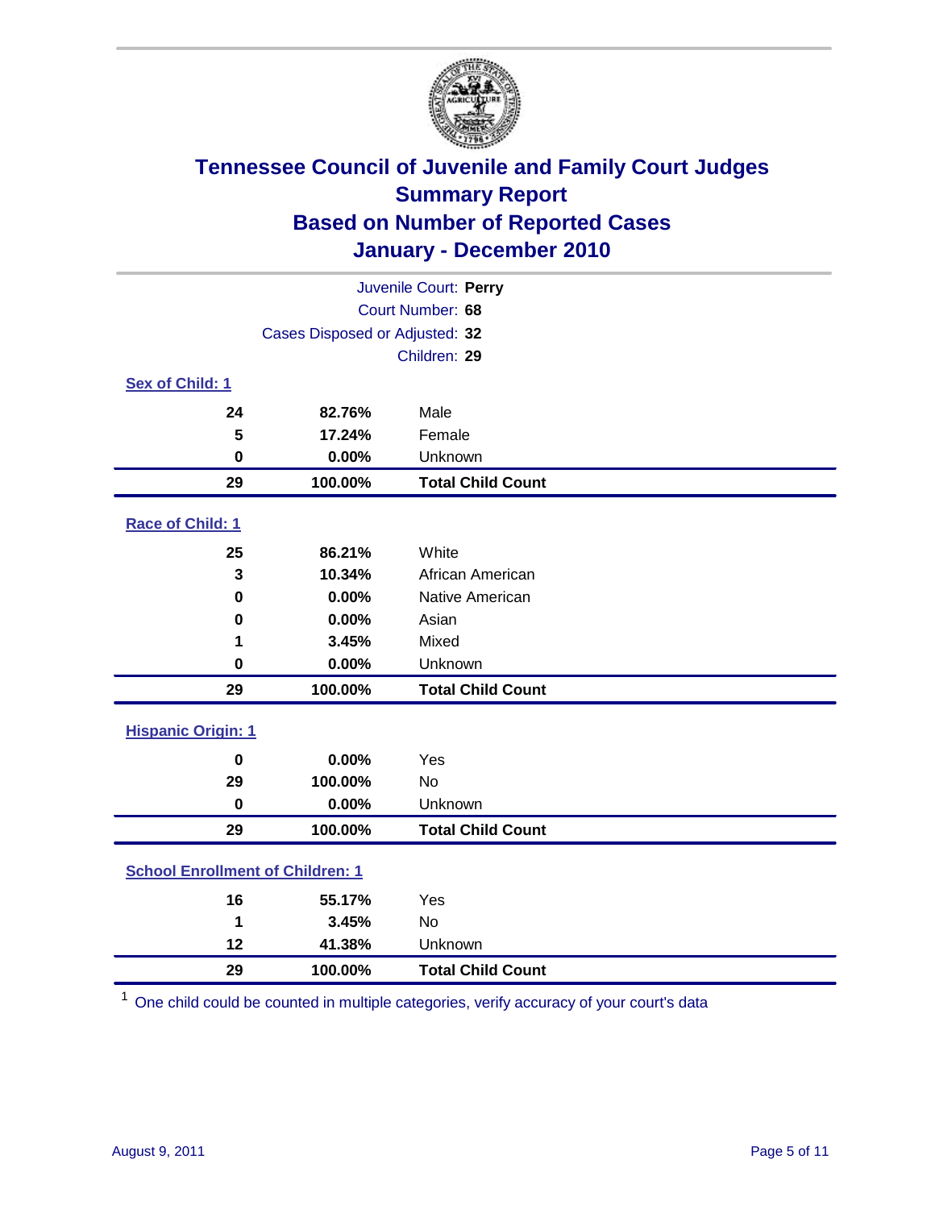# Tennessee Council of Juvenile and Family Court Judges
## Summary Report
## Based on Number of Reported Cases
## January - December 2010

Juvenile Court: **Perry**
Court Number: **68**
Cases Disposed or Adjusted: **32**
Children: **29**

### Sex of Child: 1

| | | |
|---|---|---|
| **24** | **82.76%** | Male |
| **5** | **17.24%** | Female |
| **0** | **0.00%** | Unknown |
| **29** | **100.00%** | **Total Child Count** |

### Race of Child: 1

| | | |
|---|---|---|
| **25** | **86.21%** | White |
| **3** | **10.34%** | African American |
| **0** | **0.00%** | Native American |
| **0** | **0.00%** | Asian |
| **1** | **3.45%** | Mixed |
| **0** | **0.00%** | Unknown |
| **29** | **100.00%** | **Total Child Count** |

### Hispanic Origin: 1

| | | |
|---|---|---|
| **0** | **0.00%** | Yes |
| **29** | **100.00%** | No |
| **0** | **0.00%** | Unknown |
| **29** | **100.00%** | **Total Child Count** |

### School Enrollment of Children: 1

| | | |
|---|---|---|
| **16** | **55.17%** | Yes |
| **1** | **3.45%** | No |
| **12** | **41.38%** | Unknown |
| **29** | **100.00%** | **Total Child Count** |

[1] One child could be counted in multiple categories, verify accuracy of your court's data

August 9, 2011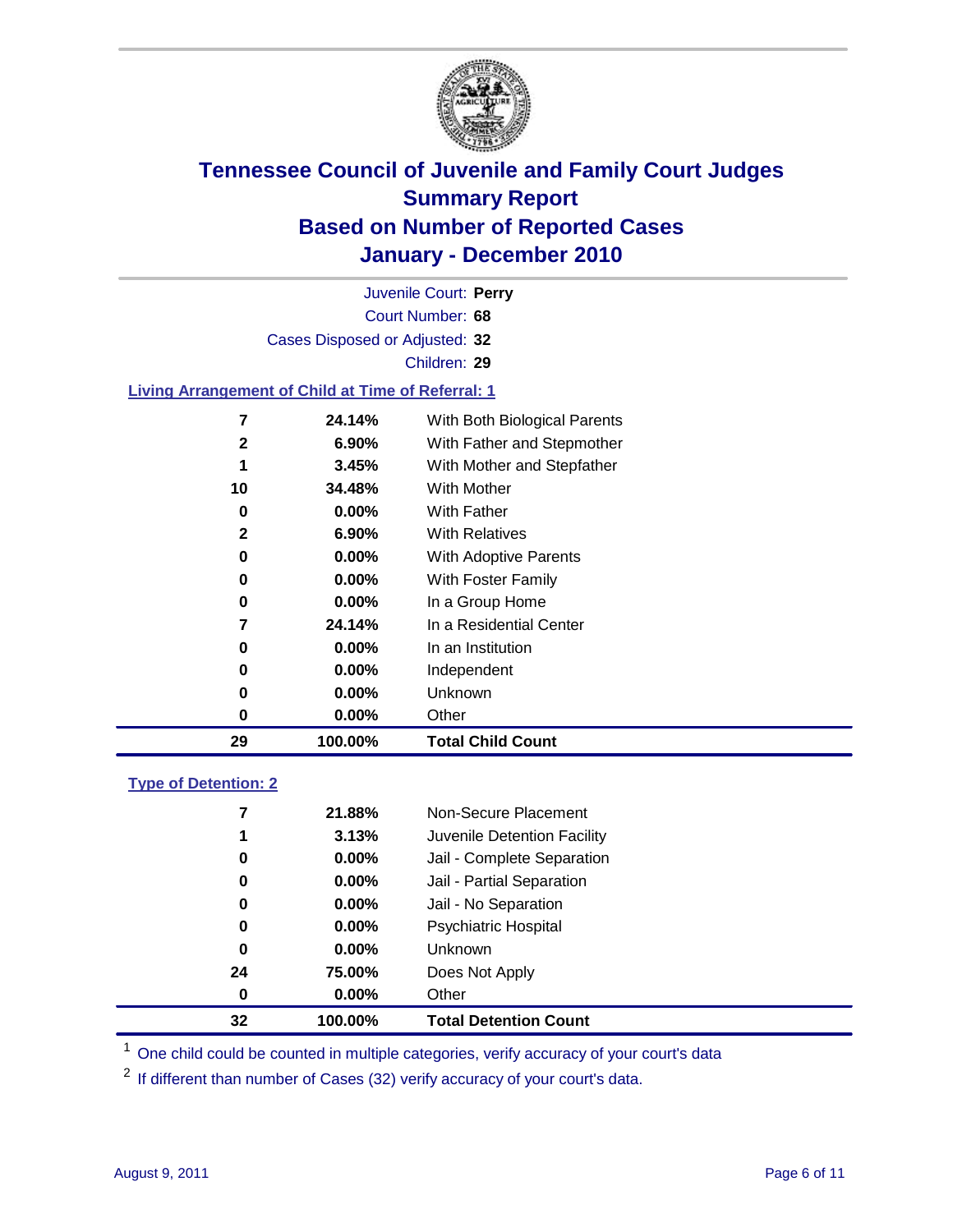# Tennessee Council of Juvenile and Family Court Judges
## Summary Report
## Based on Number of Reported Cases
## January - December 2010

Juvenile Court: **Perry**
Court Number: **68**
Cases Disposed or Adjusted: **32**
Children: **29**

### Living Arrangement of Child at Time of Referral: 1

| Count | Percent | Category |
|---|---|---|
| 7 | 24.14% | With Both Biological Parents |
| 2 | 6.90% | With Father and Stepmother |
| 1 | 3.45% | With Mother and Stepfather |
| 10 | 34.48% | With Mother |
| 0 | 0.00% | With Father |
| 2 | 6.90% | With Relatives |
| 0 | 0.00% | With Adoptive Parents |
| 0 | 0.00% | With Foster Family |
| 0 | 0.00% | In a Group Home |
| 7 | 24.14% | In a Residential Center |
| 0 | 0.00% | In an Institution |
| 0 | 0.00% | Independent |
| 0 | 0.00% | Unknown |
| 0 | 0.00% | Other |
| **29** | **100.00%** | **Total Child Count** |

### Type of Detention: 2

| Count | Percent | Category |
|---|---|---|
| 7 | 21.88% | Non-Secure Placement |
| 1 | 3.13% | Juvenile Detention Facility |
| 0 | 0.00% | Jail - Complete Separation |
| 0 | 0.00% | Jail - Partial Separation |
| 0 | 0.00% | Jail - No Separation |
| 0 | 0.00% | Psychiatric Hospital |
| 0 | 0.00% | Unknown |
| 24 | 75.00% | Does Not Apply |
| 0 | 0.00% | Other |
| **32** | **100.00%** | **Total Detention Count** |

[1] One child could be counted in multiple categories, verify accuracy of your court's data

[2] If different than number of Cases (32) verify accuracy of your court's data.

August 9, 2011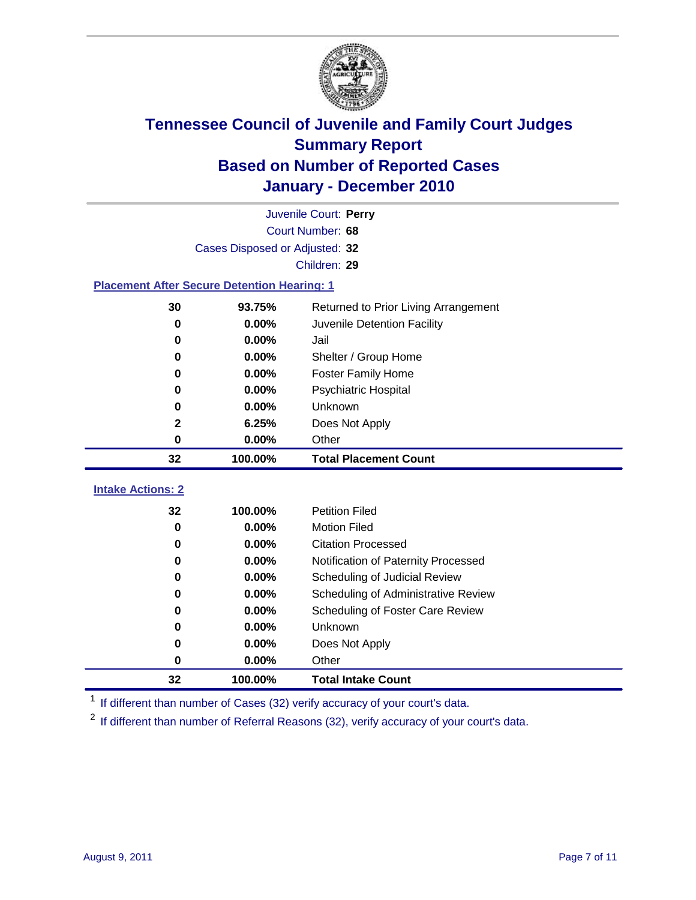# Tennessee Council of Juvenile and Family Court Judges
## Summary Report
## Based on Number of Reported Cases
## January - December 2010

Juvenile Court: **Perry**
Court Number: **68**
Cases Disposed or Adjusted: **32**
Children: **29**

### Placement After Secure Detention Hearing: 1

| | | |
|---|---|---|
| 30 | 93.75% | Returned to Prior Living Arrangement |
| 0 | 0.00% | Juvenile Detention Facility |
| 0 | 0.00% | Jail |
| 0 | 0.00% | Shelter / Group Home |
| 0 | 0.00% | Foster Family Home |
| 0 | 0.00% | Psychiatric Hospital |
| 0 | 0.00% | Unknown |
| 2 | 6.25% | Does Not Apply |
| 0 | 0.00% | Other |
| **32** | **100.00%** | **Total Placement Count** |

### Intake Actions: 2

| | | |
|---|---|---|
| 32 | 100.00% | Petition Filed |
| 0 | 0.00% | Motion Filed |
| 0 | 0.00% | Citation Processed |
| 0 | 0.00% | Notification of Paternity Processed |
| 0 | 0.00% | Scheduling of Judicial Review |
| 0 | 0.00% | Scheduling of Administrative Review |
| 0 | 0.00% | Scheduling of Foster Care Review |
| 0 | 0.00% | Unknown |
| 0 | 0.00% | Does Not Apply |
| 0 | 0.00% | Other |
| **32** | **100.00%** | **Total Intake Count** |

[1] If different than number of Cases (32) verify accuracy of your court's data.

[2] If different than number of Referral Reasons (32), verify accuracy of your court's data.

August 9, 2011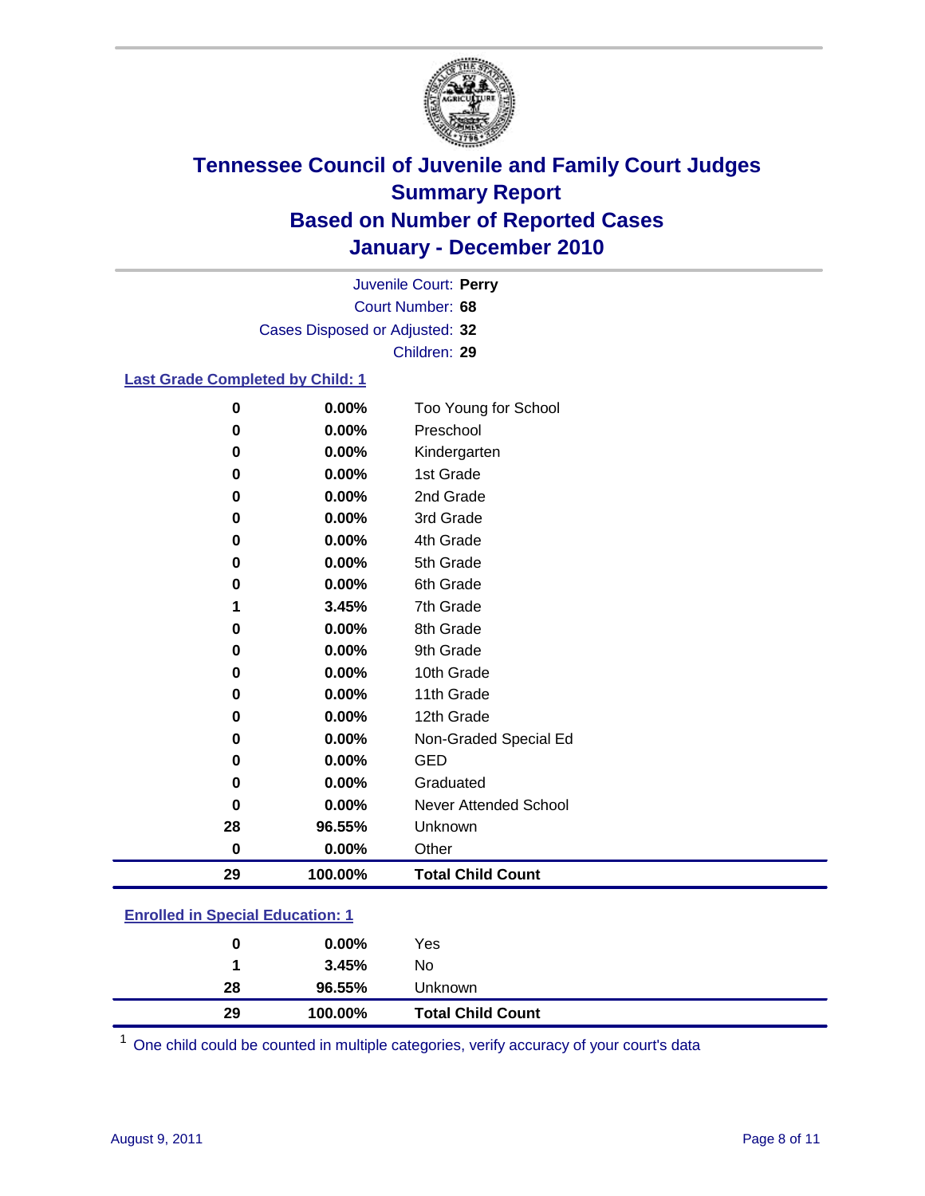# Tennessee Council of Juvenile and Family Court Judges
## Summary Report
## Based on Number of Reported Cases
## January - December 2010

Juvenile Court: **Perry**

Court Number: **68**

Cases Disposed or Adjusted: **32**

Children: **29**

### Last Grade Completed by Child: 1

| Count | Percent | Category |
|---|---|---|
| 0 | 0.00% | Too Young for School |
| 0 | 0.00% | Preschool |
| 0 | 0.00% | Kindergarten |
| 0 | 0.00% | 1st Grade |
| 0 | 0.00% | 2nd Grade |
| 0 | 0.00% | 3rd Grade |
| 0 | 0.00% | 4th Grade |
| 0 | 0.00% | 5th Grade |
| 0 | 0.00% | 6th Grade |
| 1 | 3.45% | 7th Grade |
| 0 | 0.00% | 8th Grade |
| 0 | 0.00% | 9th Grade |
| 0 | 0.00% | 10th Grade |
| 0 | 0.00% | 11th Grade |
| 0 | 0.00% | 12th Grade |
| 0 | 0.00% | Non-Graded Special Ed |
| 0 | 0.00% | GED |
| 0 | 0.00% | Graduated |
| 0 | 0.00% | Never Attended School |
| 28 | 96.55% | Unknown |
| 0 | 0.00% | Other |
| **29** | **100.00%** | **Total Child Count** |

### Enrolled in Special Education: 1

| Count | Percent | Category |
|---|---|---|
| 0 | 0.00% | Yes |
| 1 | 3.45% | No |
| 28 | 96.55% | Unknown |
| **29** | **100.00%** | **Total Child Count** |

[1] One child could be counted in multiple categories, verify accuracy of your court's data

August 9, 2011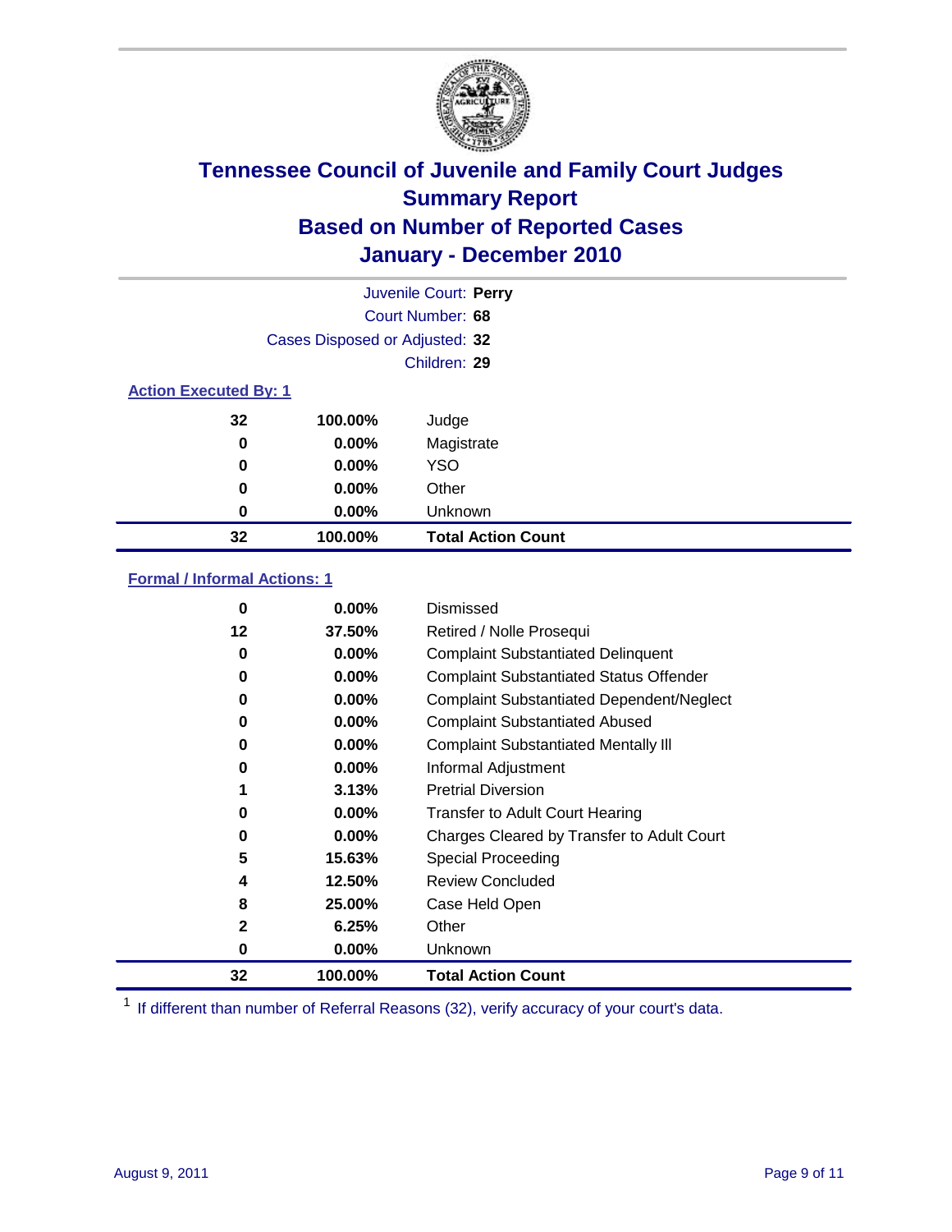# Tennessee Council of Juvenile and Family Court Judges
## Summary Report
## Based on Number of Reported Cases
## January - December 2010

Juvenile Court: **Perry**

Court Number: **68**

Cases Disposed or Adjusted: **32**

Children: **29**

### Action Executed By: 1

| Count | Percent | Action |
|---|---|---|
| 32 | 100.00% | Judge |
| 0 | 0.00% | Magistrate |
| 0 | 0.00% | YSO |
| 0 | 0.00% | Other |
| 0 | 0.00% | Unknown |
| **32** | **100.00%** | **Total Action Count** |

### Formal / Informal Actions: 1

| Count | Percent | Action |
|---|---|---|
| 0 | 0.00% | Dismissed |
| 12 | 37.50% | Retired / Nolle Prosequi |
| 0 | 0.00% | Complaint Substantiated Delinquent |
| 0 | 0.00% | Complaint Substantiated Status Offender |
| 0 | 0.00% | Complaint Substantiated Dependent/Neglect |
| 0 | 0.00% | Complaint Substantiated Abused |
| 0 | 0.00% | Complaint Substantiated Mentally Ill |
| 0 | 0.00% | Informal Adjustment |
| 1 | 3.13% | Pretrial Diversion |
| 0 | 0.00% | Transfer to Adult Court Hearing |
| 0 | 0.00% | Charges Cleared by Transfer to Adult Court |
| 5 | 15.63% | Special Proceeding |
| 4 | 12.50% | Review Concluded |
| 8 | 25.00% | Case Held Open |
| 2 | 6.25% | Other |
| 0 | 0.00% | Unknown |
| **32** | **100.00%** | **Total Action Count** |

[1] If different than number of Referral Reasons (32), verify accuracy of your court's data.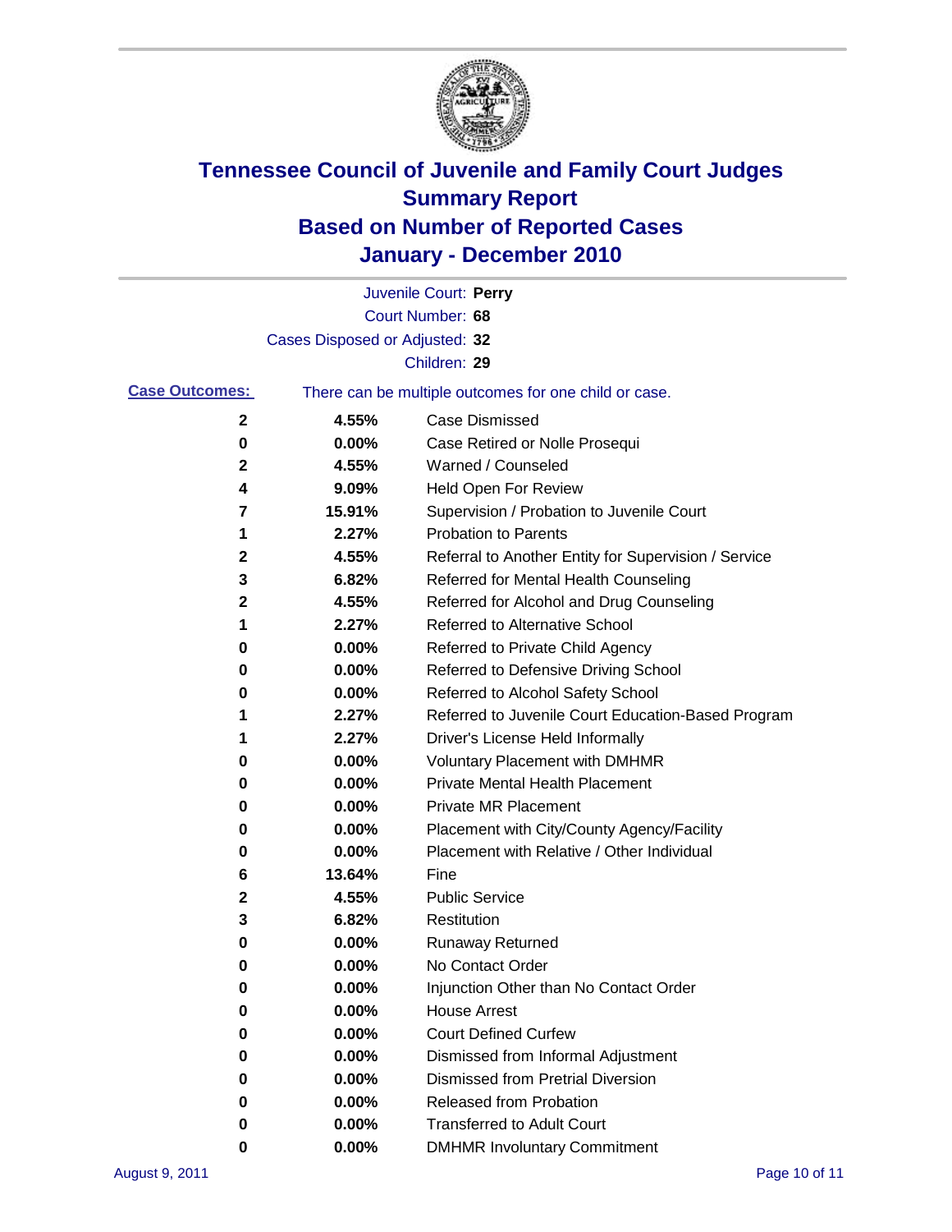# Tennessee Council of Juvenile and Family Court Judges
## Summary Report
## Based on Number of Reported Cases
## January - December 2010

Juvenile Court: **Perry**

Court Number: **68**

Cases Disposed or Adjusted: **32**

Children: **29**

**Case Outcomes:** There can be multiple outcomes for one child or case.

| Count | Percent | Outcome |
|---|---|---|
| 2 | 4.55% | Case Dismissed |
| 0 | 0.00% | Case Retired or Nolle Prosequi |
| 2 | 4.55% | Warned / Counseled |
| 4 | 9.09% | Held Open For Review |
| 7 | 15.91% | Supervision / Probation to Juvenile Court |
| 1 | 2.27% | Probation to Parents |
| 2 | 4.55% | Referral to Another Entity for Supervision / Service |
| 3 | 6.82% | Referred for Mental Health Counseling |
| 2 | 4.55% | Referred for Alcohol and Drug Counseling |
| 1 | 2.27% | Referred to Alternative School |
| 0 | 0.00% | Referred to Private Child Agency |
| 0 | 0.00% | Referred to Defensive Driving School |
| 0 | 0.00% | Referred to Alcohol Safety School |
| 1 | 2.27% | Referred to Juvenile Court Education-Based Program |
| 1 | 2.27% | Driver's License Held Informally |
| 0 | 0.00% | Voluntary Placement with DMHMR |
| 0 | 0.00% | Private Mental Health Placement |
| 0 | 0.00% | Private MR Placement |
| 0 | 0.00% | Placement with City/County Agency/Facility |
| 0 | 0.00% | Placement with Relative / Other Individual |
| 6 | 13.64% | Fine |
| 2 | 4.55% | Public Service |
| 3 | 6.82% | Restitution |
| 0 | 0.00% | Runaway Returned |
| 0 | 0.00% | No Contact Order |
| 0 | 0.00% | Injunction Other than No Contact Order |
| 0 | 0.00% | House Arrest |
| 0 | 0.00% | Court Defined Curfew |
| 0 | 0.00% | Dismissed from Informal Adjustment |
| 0 | 0.00% | Dismissed from Pretrial Diversion |
| 0 | 0.00% | Released from Probation |
| 0 | 0.00% | Transferred to Adult Court |
| 0 | 0.00% | DMHMR Involuntary Commitment |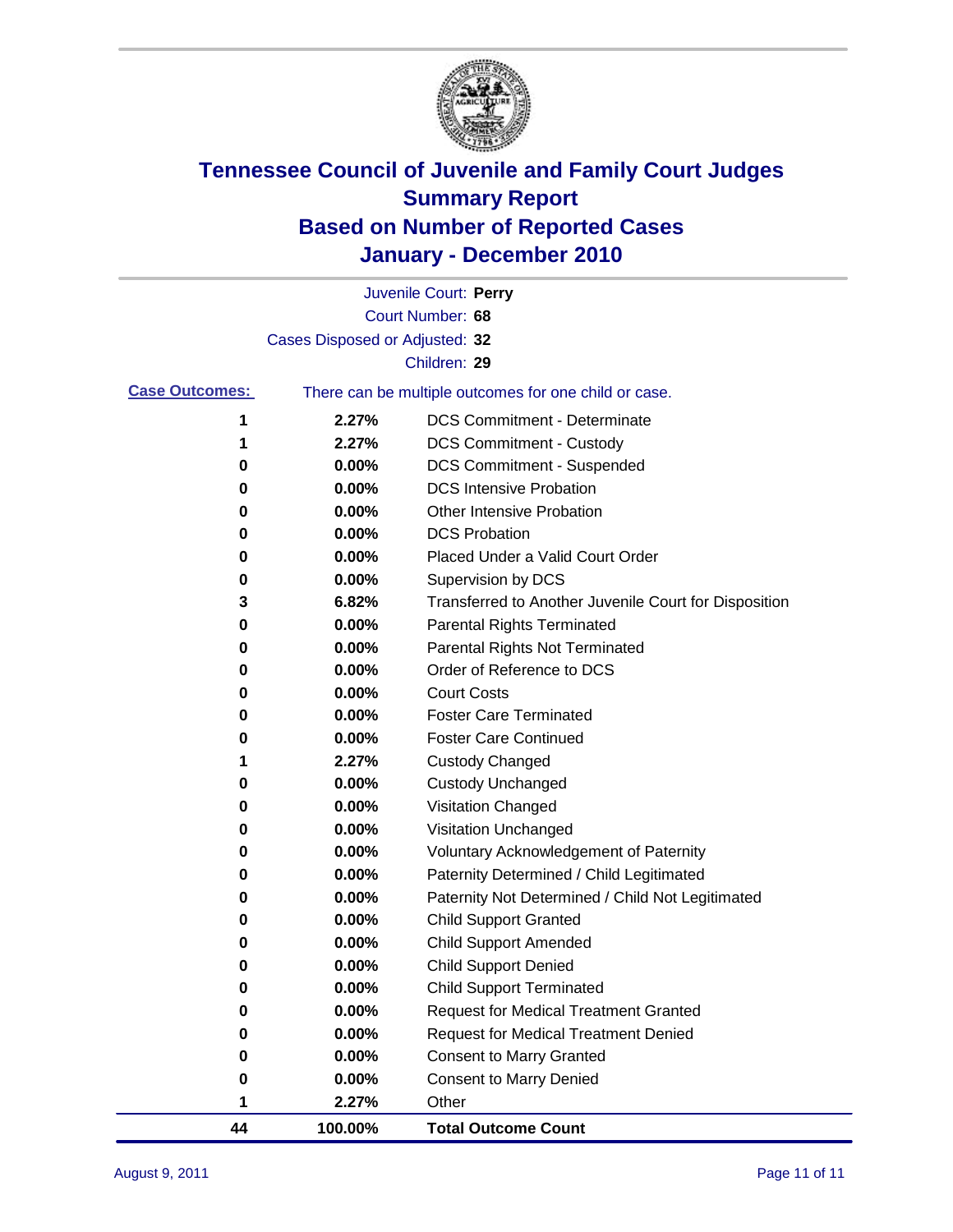# Tennessee Council of Juvenile and Family Court Judges
# Summary Report
# Based on Number of Reported Cases
# January - December 2010

Juvenile Court: **Perry**

Court Number: **68**

Cases Disposed or Adjusted: **32**

Children: **29**

**Case Outcomes:** There can be multiple outcomes for one child or case.

| | | |
|---|---|---|
| 1 | 2.27% | DCS Commitment - Determinate |
| 1 | 2.27% | DCS Commitment - Custody |
| 0 | 0.00% | DCS Commitment - Suspended |
| 0 | 0.00% | DCS Intensive Probation |
| 0 | 0.00% | Other Intensive Probation |
| 0 | 0.00% | DCS Probation |
| 0 | 0.00% | Placed Under a Valid Court Order |
| 0 | 0.00% | Supervision by DCS |
| 3 | 6.82% | Transferred to Another Juvenile Court for Disposition |
| 0 | 0.00% | Parental Rights Terminated |
| 0 | 0.00% | Parental Rights Not Terminated |
| 0 | 0.00% | Order of Reference to DCS |
| 0 | 0.00% | Court Costs |
| 0 | 0.00% | Foster Care Terminated |
| 0 | 0.00% | Foster Care Continued |
| 1 | 2.27% | Custody Changed |
| 0 | 0.00% | Custody Unchanged |
| 0 | 0.00% | Visitation Changed |
| 0 | 0.00% | Visitation Unchanged |
| 0 | 0.00% | Voluntary Acknowledgement of Paternity |
| 0 | 0.00% | Paternity Determined / Child Legitimated |
| 0 | 0.00% | Paternity Not Determined / Child Not Legitimated |
| 0 | 0.00% | Child Support Granted |
| 0 | 0.00% | Child Support Amended |
| 0 | 0.00% | Child Support Denied |
| 0 | 0.00% | Child Support Terminated |
| 0 | 0.00% | Request for Medical Treatment Granted |
| 0 | 0.00% | Request for Medical Treatment Denied |
| 0 | 0.00% | Consent to Marry Granted |
| 0 | 0.00% | Consent to Marry Denied |
| 1 | 2.27% | Other |
| **44** | **100.00%** | **Total Outcome Count** |

August 9, 2011